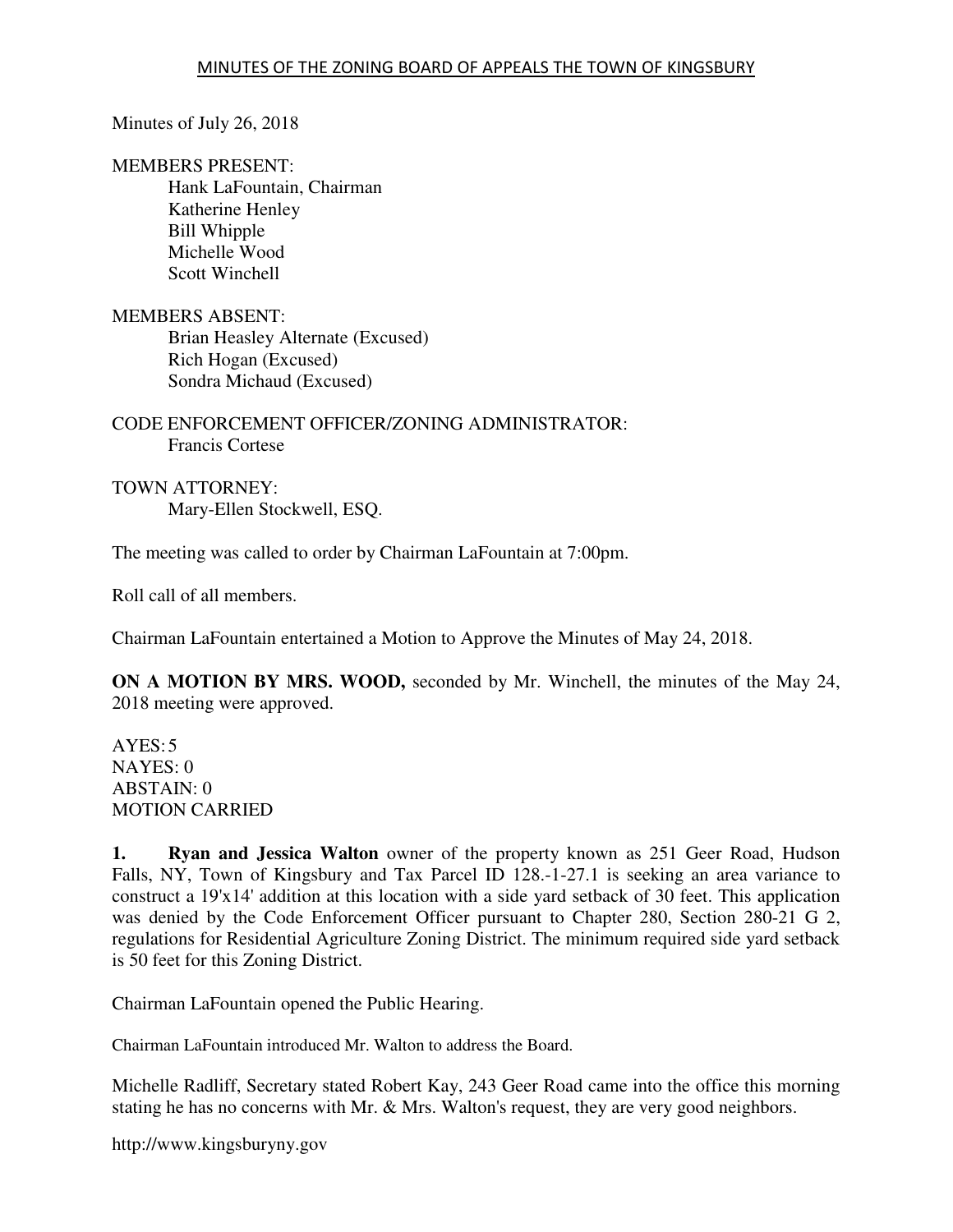## MINUTES OF THE ZONING BOARD OF APPEALS THE TOWN OF KINGSBURY

Minutes of July 26, 2018

MEMBERS PRESENT:
- Hank LaFountain, Chairman
- Katherine Henley
- Bill Whipple
- Michelle Wood
- Scott Winchell

MEMBERS ABSENT:
- Brian Heasley Alternate (Excused)
- Rich Hogan (Excused)
- Sondra Michaud (Excused)

CODE ENFORCEMENT OFFICER/ZONING ADMINISTRATOR:
- Francis Cortese

TOWN ATTORNEY:
- Mary-Ellen Stockwell, ESQ.

The meeting was called to order by Chairman LaFountain at 7:00pm.

Roll call of all members.

Chairman LaFountain entertained a Motion to Approve the Minutes of May 24, 2018.

**ON A MOTION BY MRS. WOOD,** seconded by Mr. Winchell, the minutes of the May 24, 2018 meeting were approved.

AYES: 5
NAYES: 0
ABSTAIN: 0
MOTION CARRIED

**1. Ryan and Jessica Walton** owner of the property known as 251 Geer Road, Hudson Falls, NY, Town of Kingsbury and Tax Parcel ID 128.-1-27.1 is seeking an area variance to construct a 19'x14' addition at this location with a side yard setback of 30 feet. This application was denied by the Code Enforcement Officer pursuant to Chapter 280, Section 280-21 G 2, regulations for Residential Agriculture Zoning District. The minimum required side yard setback is 50 feet for this Zoning District.

Chairman LaFountain opened the Public Hearing.

Chairman LaFountain introduced Mr. Walton to address the Board.

Michelle Radliff, Secretary stated Robert Kay, 243 Geer Road came into the office this morning stating he has no concerns with Mr. & Mrs. Walton's request, they are very good neighbors.

http://www.kingsburyny.gov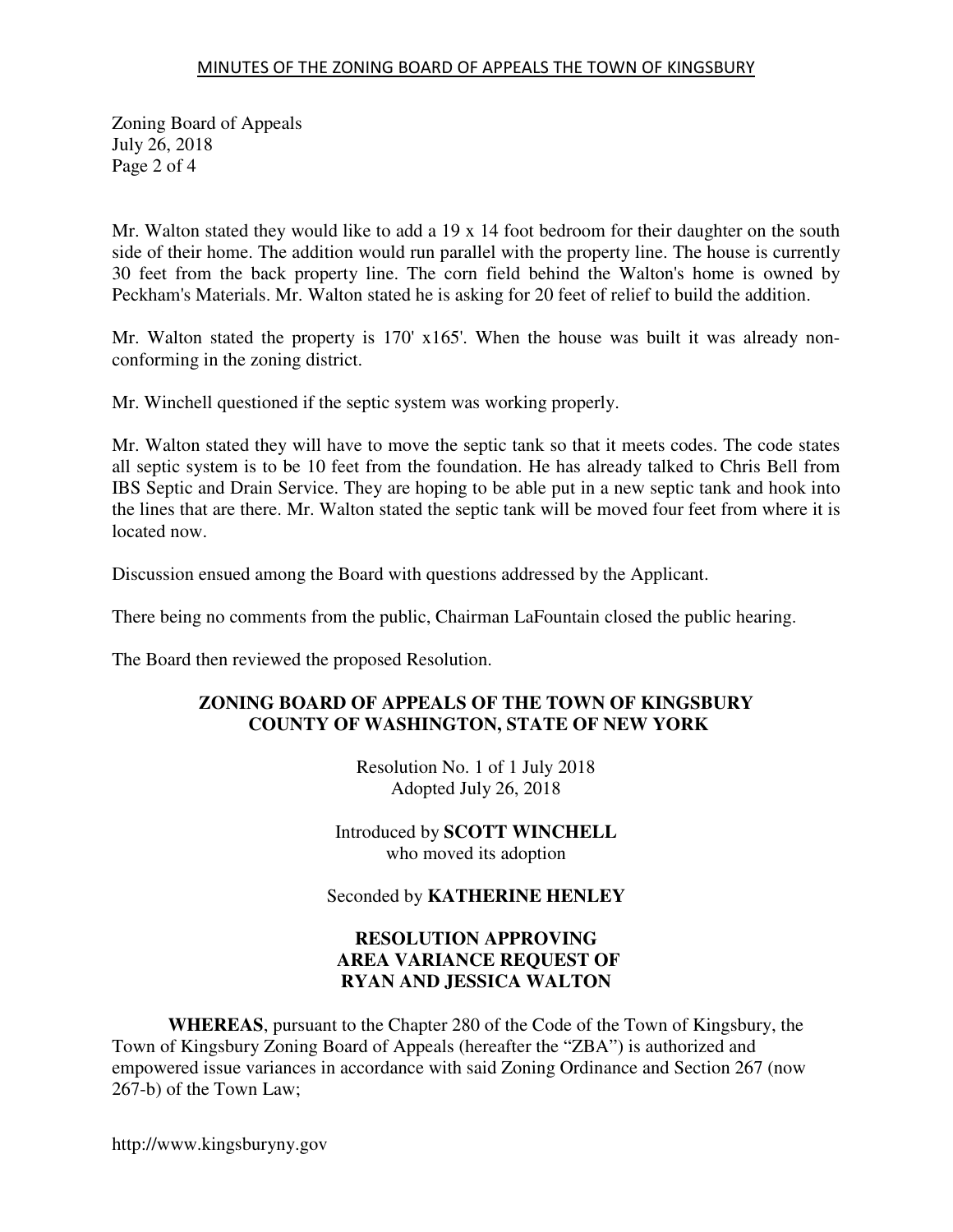Mr. Walton stated they would like to add a 19 x 14 foot bedroom for their daughter on the south side of their home. The addition would run parallel with the property line. The house is currently 30 feet from the back property line. The corn field behind the Walton's home is owned by Peckham's Materials. Mr. Walton stated he is asking for 20 feet of relief to build the addition.

Mr. Walton stated the property is 170' x165'. When the house was built it was already non-conforming in the zoning district.

Mr. Winchell questioned if the septic system was working properly.

Mr. Walton stated they will have to move the septic tank so that it meets codes. The code states all septic system is to be 10 feet from the foundation. He has already talked to Chris Bell from IBS Septic and Drain Service. They are hoping to be able put in a new septic tank and hook into the lines that are there. Mr. Walton stated the septic tank will be moved four feet from where it is located now.

Discussion ensued among the Board with questions addressed by the Applicant.

There being no comments from the public, Chairman LaFountain closed the public hearing.

The Board then reviewed the proposed Resolution.

**ZONING BOARD OF APPEALS OF THE TOWN OF KINGSBURY**
**COUNTY OF WASHINGTON, STATE OF NEW YORK**

Resolution No. 1 of 1 July 2018
Adopted July 26, 2018

Introduced by **SCOTT WINCHELL**
who moved its adoption

Seconded by **KATHERINE HENLEY**

**RESOLUTION APPROVING**
**AREA VARIANCE REQUEST OF**
**RYAN AND JESSICA WALTON**

**WHEREAS**, pursuant to the Chapter 280 of the Code of the Town of Kingsbury, the Town of Kingsbury Zoning Board of Appeals (hereafter the "ZBA") is authorized and empowered issue variances in accordance with said Zoning Ordinance and Section 267 (now 267-b) of the Town Law;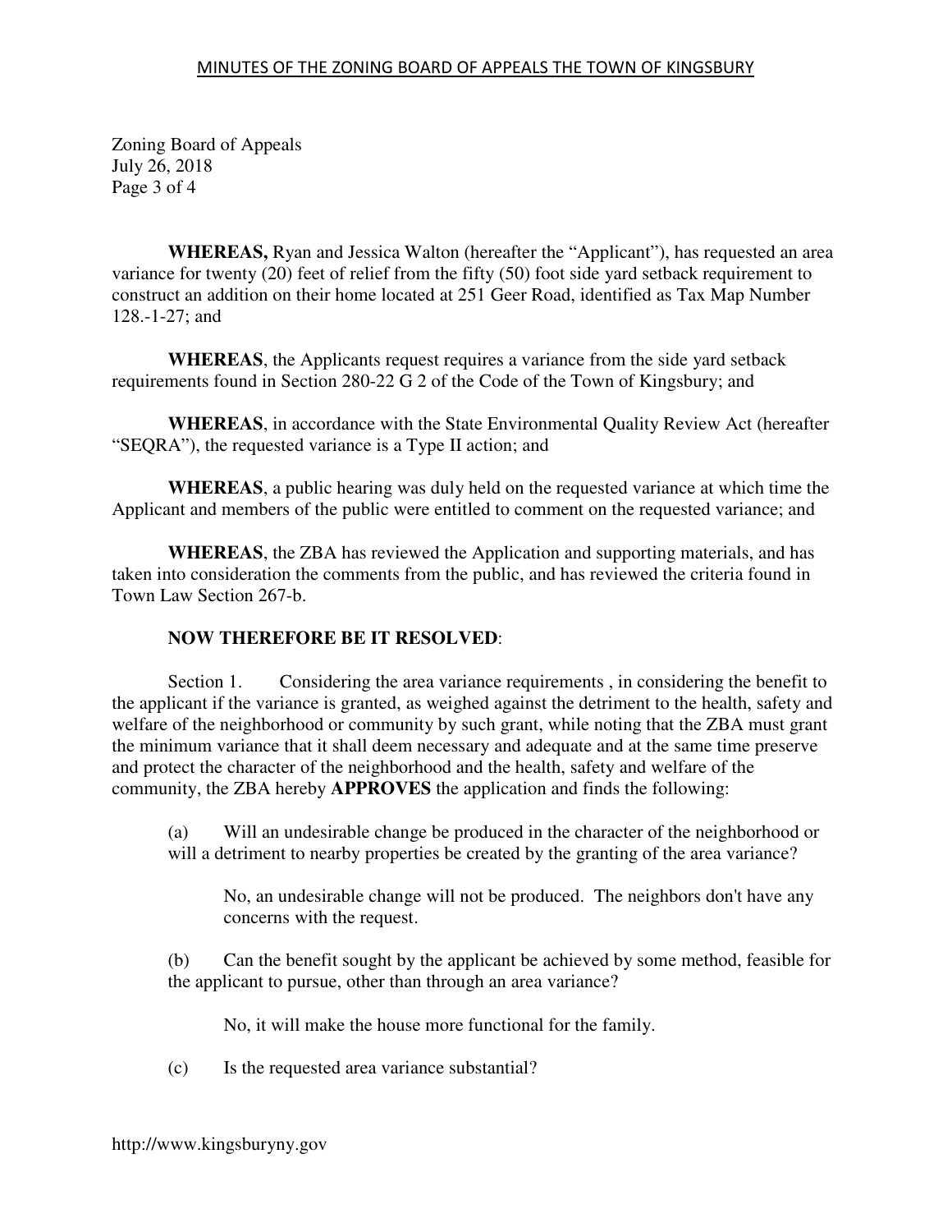**WHEREAS,** Ryan and Jessica Walton (hereafter the "Applicant"), has requested an area variance for twenty (20) feet of relief from the fifty (50) foot side yard setback requirement to construct an addition on their home located at 251 Geer Road, identified as Tax Map Number 128.-1-27; and

**WHEREAS**, the Applicants request requires a variance from the side yard setback requirements found in Section 280-22 G 2 of the Code of the Town of Kingsbury; and

**WHEREAS**, in accordance with the State Environmental Quality Review Act (hereafter "SEQRA"), the requested variance is a Type II action; and

**WHEREAS**, a public hearing was duly held on the requested variance at which time the Applicant and members of the public were entitled to comment on the requested variance; and

**WHEREAS**, the ZBA has reviewed the Application and supporting materials, and has taken into consideration the comments from the public, and has reviewed the criteria found in Town Law Section 267-b.

**NOW THEREFORE BE IT RESOLVED**:

Section 1. Considering the area variance requirements , in considering the benefit to the applicant if the variance is granted, as weighed against the detriment to the health, safety and welfare of the neighborhood or community by such grant, while noting that the ZBA must grant the minimum variance that it shall deem necessary and adequate and at the same time preserve and protect the character of the neighborhood and the health, safety and welfare of the community, the ZBA hereby **APPROVES** the application and finds the following:

(a) Will an undesirable change be produced in the character of the neighborhood or will a detriment to nearby properties be created by the granting of the area variance?

No, an undesirable change will not be produced. The neighbors don't have any concerns with the request.

(b) Can the benefit sought by the applicant be achieved by some method, feasible for the applicant to pursue, other than through an area variance?

No, it will make the house more functional for the family.

(c) Is the requested area variance substantial?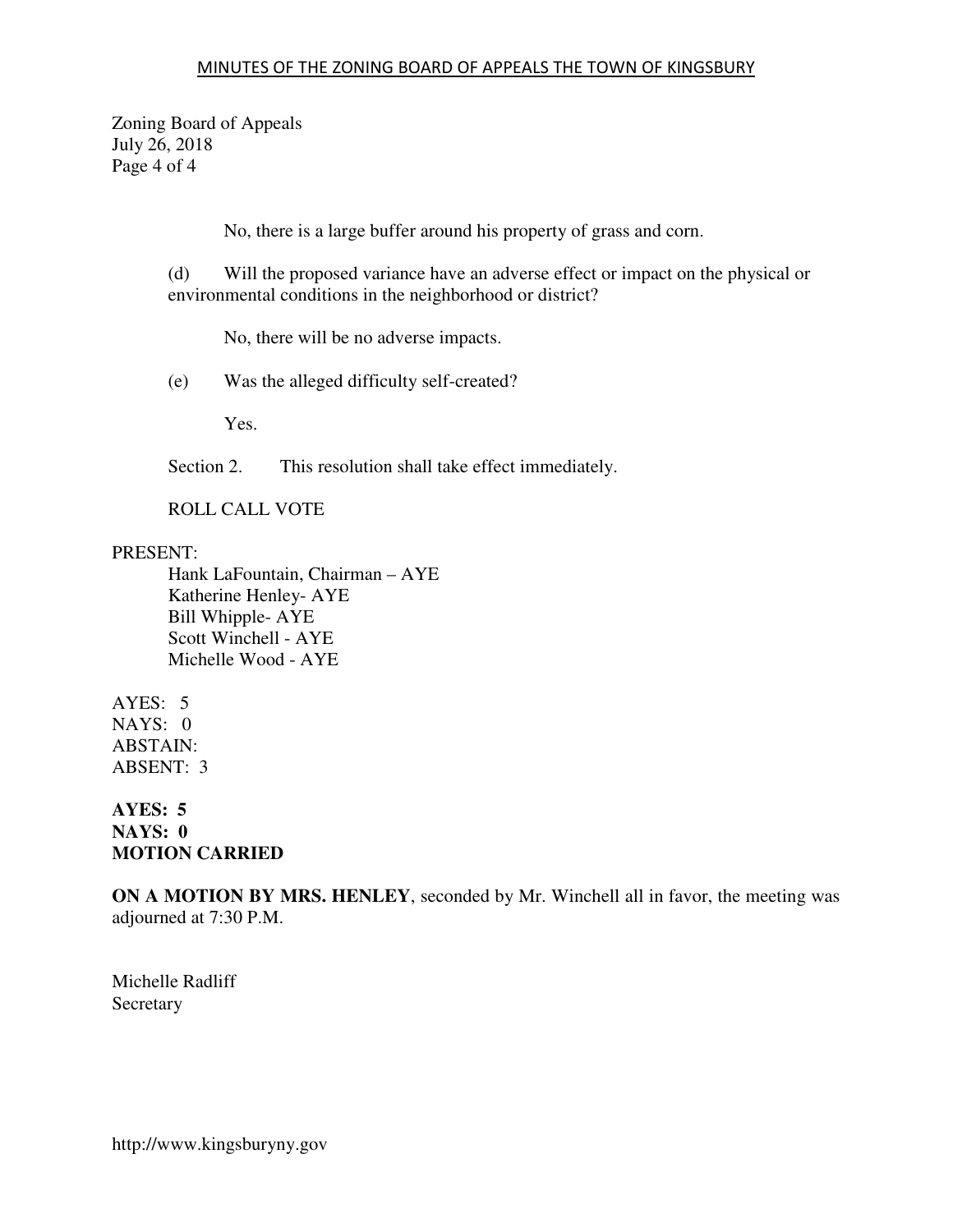No, there is a large buffer around his property of grass and corn.

(d) Will the proposed variance have an adverse effect or impact on the physical or environmental conditions in the neighborhood or district?

No, there will be no adverse impacts.

(e) Was the alleged difficulty self-created?

Yes.

Section 2. This resolution shall take effect immediately.

ROLL CALL VOTE

PRESENT:

Hank LaFountain, Chairman – AYE
Katherine Henley- AYE
Bill Whipple- AYE
Scott Winchell - AYE
Michelle Wood - AYE

AYES: 5
NAYS: 0
ABSTAIN:
ABSENT: 3

**AYES: 5**
**NAYS: 0**
**MOTION CARRIED**

**ON A MOTION BY MRS. HENLEY**, seconded by Mr. Winchell all in favor, the meeting was adjourned at 7:30 P.M.

Michelle Radliff
Secretary